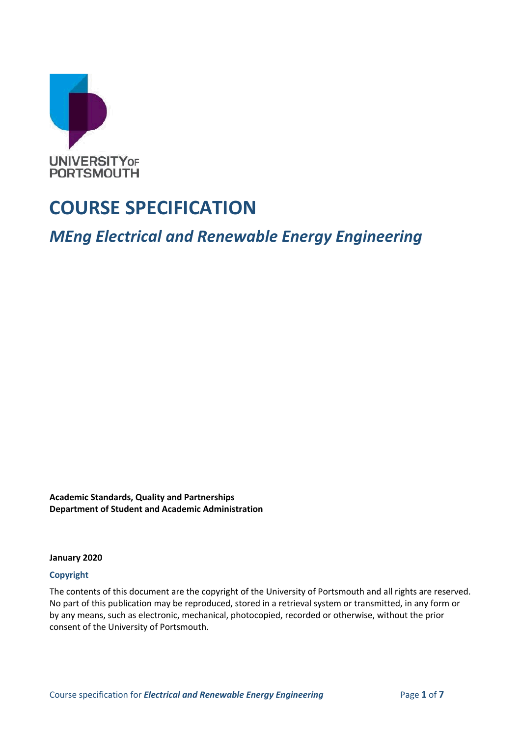UNIVERSITY OF PORTSMOUTH

# COURSE SPECIFICATION

## *MEng Electrical and Renewable Energy Engineering*

**Academic Standards, Quality and Partnerships**
**Department of Student and Academic Administration**

**January 2020**

### Copyright

The contents of this document are the copyright of the University of Portsmouth and all rights are reserved. No part of this publication may be reproduced, stored in a retrieval system or transmitted, in any form or by any means, such as electronic, mechanical, photocopied, recorded or otherwise, without the prior consent of the University of Portsmouth.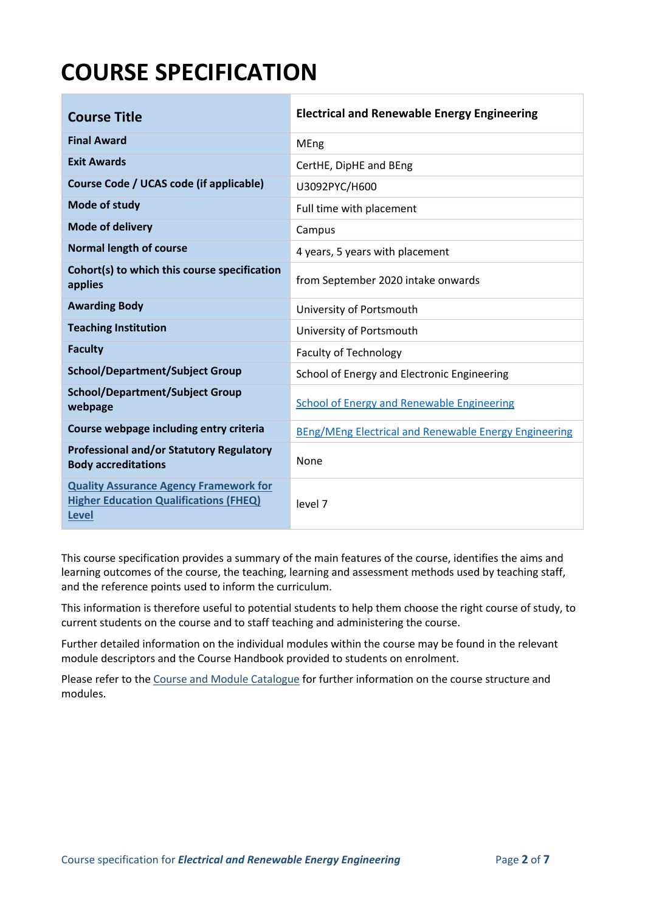# COURSE SPECIFICATION

| Course Title | Electrical and Renewable Energy Engineering |
|---|---|
| **Final Award** | MEng |
| **Exit Awards** | CertHE, DipHE and BEng |
| **Course Code / UCAS code (if applicable)** | U3092PYC/H600 |
| **Mode of study** | Full time with placement |
| **Mode of delivery** | Campus |
| **Normal length of course** | 4 years, 5 years with placement |
| **Cohort(s) to which this course specification applies** | from September 2020 intake onwards |
| **Awarding Body** | University of Portsmouth |
| **Teaching Institution** | University of Portsmouth |
| **Faculty** | Faculty of Technology |
| **School/Department/Subject Group** | School of Energy and Electronic Engineering |
| **School/Department/Subject Group webpage** | School of Energy and Renewable Engineering |
| **Course webpage including entry criteria** | BEng/MEng Electrical and Renewable Energy Engineering |
| **Professional and/or Statutory Regulatory Body accreditations** | None |
| **Quality Assurance Agency Framework for Higher Education Qualifications (FHEQ) Level** | level 7 |

This course specification provides a summary of the main features of the course, identifies the aims and learning outcomes of the course, the teaching, learning and assessment methods used by teaching staff, and the reference points used to inform the curriculum.

This information is therefore useful to potential students to help them choose the right course of study, to current students on the course and to staff teaching and administering the course.

Further detailed information on the individual modules within the course may be found in the relevant module descriptors and the Course Handbook provided to students on enrolment.

Please refer to the Course and Module Catalogue for further information on the course structure and modules.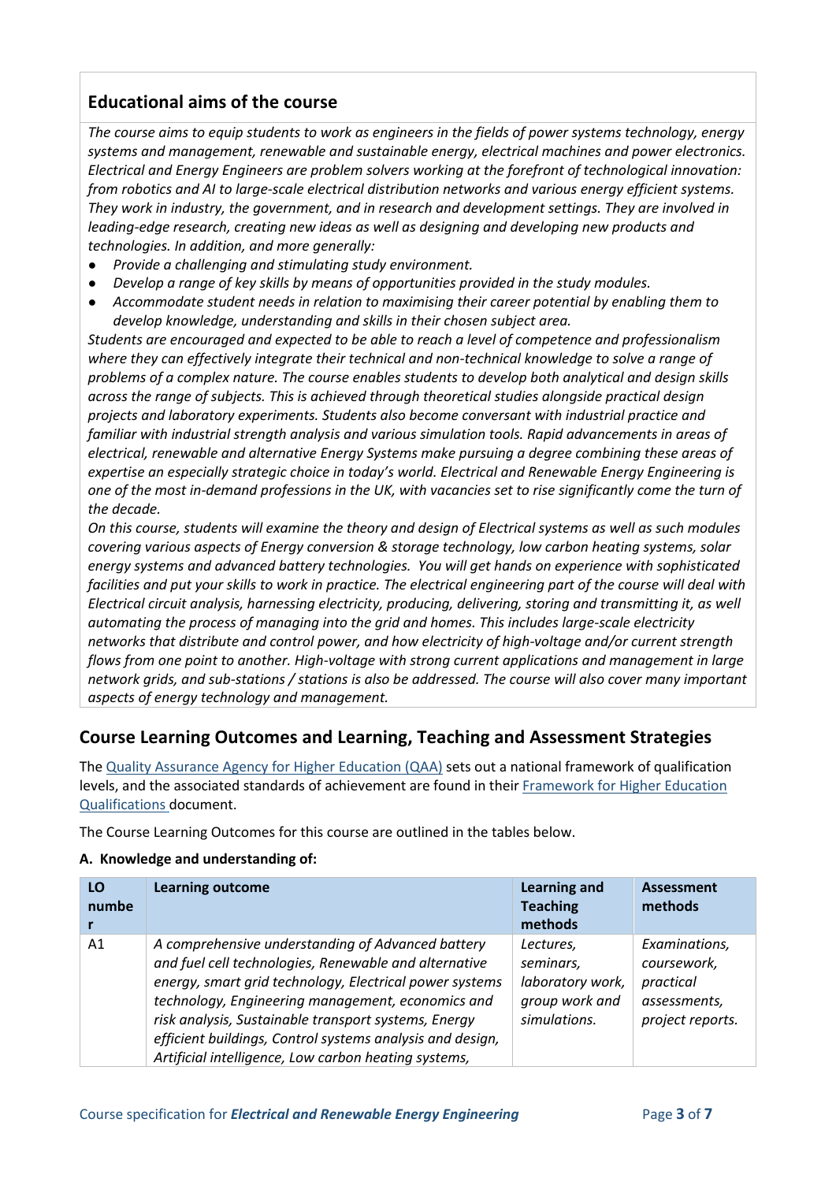## Educational aims of the course

*The course aims to equip students to work as engineers in the fields of power systems technology, energy systems and management, renewable and sustainable energy, electrical machines and power electronics. Electrical and Energy Engineers are problem solvers working at the forefront of technological innovation: from robotics and AI to large-scale electrical distribution networks and various energy efficient systems. They work in industry, the government, and in research and development settings. They are involved in leading-edge research, creating new ideas as well as designing and developing new products and technologies. In addition, and more generally:*

- *Provide a challenging and stimulating study environment.*
- *Develop a range of key skills by means of opportunities provided in the study modules.*
- *Accommodate student needs in relation to maximising their career potential by enabling them to develop knowledge, understanding and skills in their chosen subject area.*

*Students are encouraged and expected to be able to reach a level of competence and professionalism where they can effectively integrate their technical and non-technical knowledge to solve a range of problems of a complex nature. The course enables students to develop both analytical and design skills across the range of subjects. This is achieved through theoretical studies alongside practical design projects and laboratory experiments. Students also become conversant with industrial practice and familiar with industrial strength analysis and various simulation tools. Rapid advancements in areas of electrical, renewable and alternative Energy Systems make pursuing a degree combining these areas of expertise an especially strategic choice in today's world. Electrical and Renewable Energy Engineering is one of the most in-demand professions in the UK, with vacancies set to rise significantly come the turn of the decade.*

*On this course, students will examine the theory and design of Electrical systems as well as such modules covering various aspects of Energy conversion & storage technology, low carbon heating systems, solar energy systems and advanced battery technologies. You will get hands on experience with sophisticated facilities and put your skills to work in practice. The electrical engineering part of the course will deal with Electrical circuit analysis, harnessing electricity, producing, delivering, storing and transmitting it, as well automating the process of managing into the grid and homes. This includes large-scale electricity networks that distribute and control power, and how electricity of high-voltage and/or current strength flows from one point to another. High-voltage with strong current applications and management in large network grids, and sub-stations / stations is also be addressed. The course will also cover many important aspects of energy technology and management.*

## Course Learning Outcomes and Learning, Teaching and Assessment Strategies

The Quality Assurance Agency for Higher Education (QAA) sets out a national framework of qualification levels, and the associated standards of achievement are found in their Framework for Higher Education Qualifications document.

The Course Learning Outcomes for this course are outlined in the tables below.

**A. Knowledge and understanding of:**

| LO number | Learning outcome | Learning and Teaching methods | Assessment methods |
|---|---|---|---|
| A1 | *A comprehensive understanding of Advanced battery and fuel cell technologies, Renewable and alternative energy, smart grid technology, Electrical power systems technology, Engineering management, economics and risk analysis, Sustainable transport systems, Energy efficient buildings, Control systems analysis and design, Artificial intelligence, Low carbon heating systems,* | *Lectures, seminars, laboratory work, group work and simulations.* | *Examinations, coursework, practical assessments, project reports.* |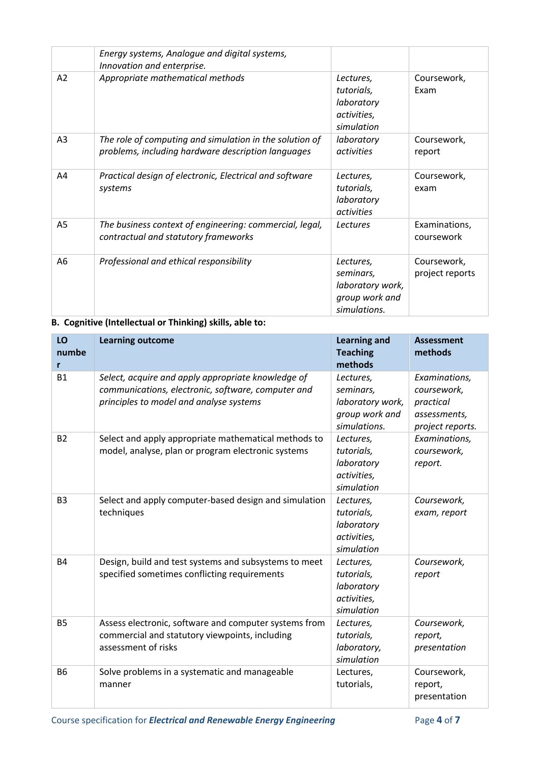| | | | |
|---|---|---|---|
| | *Energy systems, Analogue and digital systems, Innovation and enterprise.* | | |
| A2 | *Appropriate mathematical methods* | *Lectures, tutorials, laboratory activities, simulation* | Coursework, Exam |
| A3 | *The role of computing and simulation in the solution of problems, including hardware description languages* | *laboratory activities* | Coursework, report |
| A4 | *Practical design of electronic, Electrical and software systems* | *Lectures, tutorials, laboratory activities* | Coursework, exam |
| A5 | *The business context of engineering: commercial, legal, contractual and statutory frameworks* | *Lectures* | Examinations, coursework |
| A6 | *Professional and ethical responsibility* | *Lectures, seminars, laboratory work, group work and simulations.* | Coursework, project reports |

**B. Cognitive (Intellectual or Thinking) skills, able to:**

| LO number | Learning outcome | Learning and Teaching methods | Assessment methods |
|---|---|---|---|
| B1 | *Select, acquire and apply appropriate knowledge of communications, electronic, software, computer and principles to model and analyse systems* | *Lectures, seminars, laboratory work, group work and simulations.* | *Examinations, coursework, practical assessments, project reports.* |
| B2 | Select and apply appropriate mathematical methods to model, analyse, plan or program electronic systems | *Lectures, tutorials, laboratory activities, simulation* | *Examinations, coursework, report.* |
| B3 | Select and apply computer-based design and simulation techniques | *Lectures, tutorials, laboratory activities, simulation* | *Coursework, exam, report* |
| B4 | Design, build and test systems and subsystems to meet specified sometimes conflicting requirements | *Lectures, tutorials, laboratory activities, simulation* | *Coursework, report* |
| B5 | Assess electronic, software and computer systems from commercial and statutory viewpoints, including assessment of risks | *Lectures, tutorials, laboratory, simulation* | *Coursework, report, presentation* |
| B6 | Solve problems in a systematic and manageable manner | Lectures, tutorials, | Coursework, report, presentation |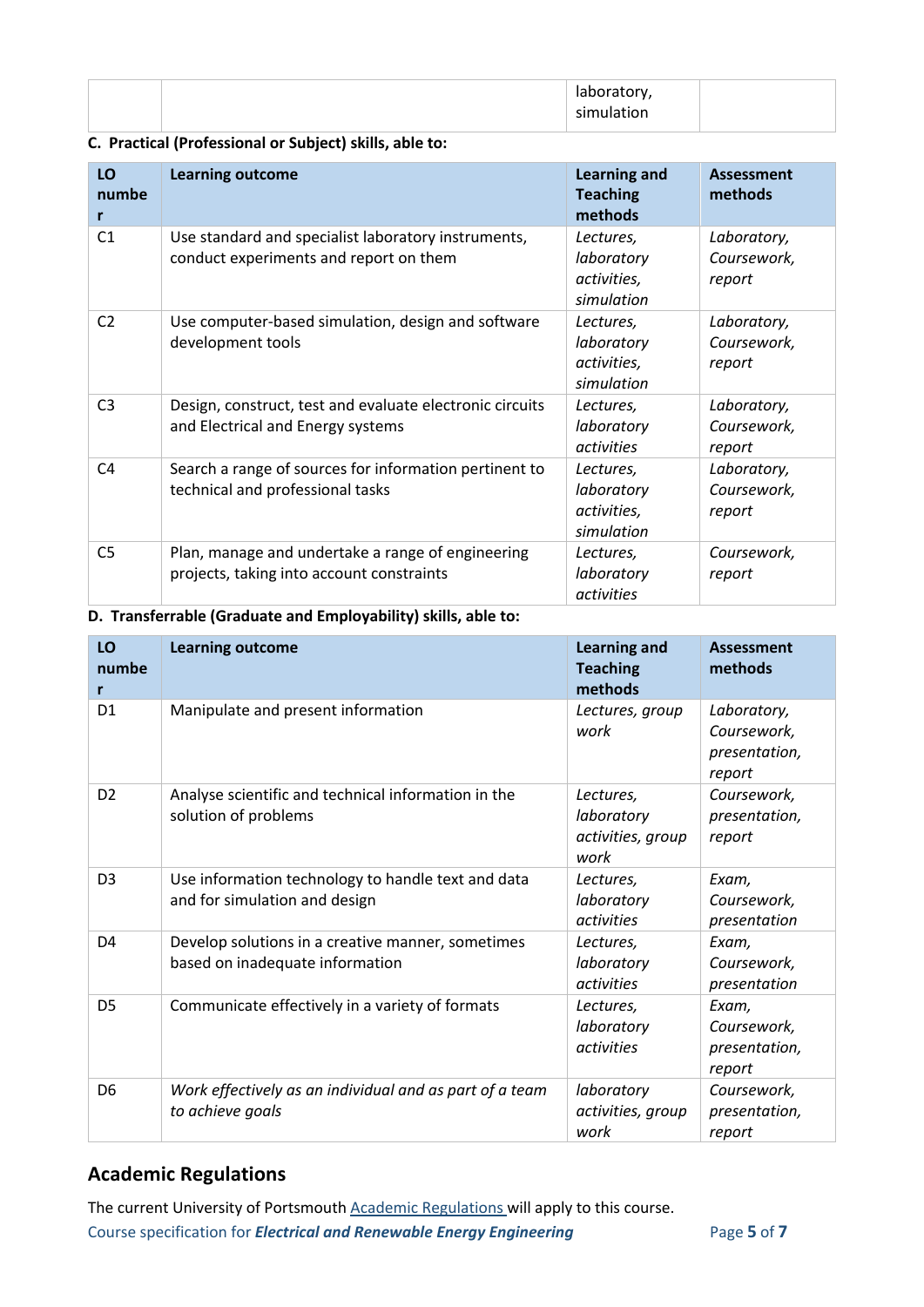| | | laboratory, simulation | |
|---|---|---|---|

**C. Practical (Professional or Subject) skills, able to:**

| LO number | Learning outcome | Learning and Teaching methods | Assessment methods |
|---|---|---|---|
| C1 | Use standard and specialist laboratory instruments, conduct experiments and report on them | *Lectures, laboratory activities, simulation* | *Laboratory, Coursework, report* |
| C2 | Use computer-based simulation, design and software development tools | *Lectures, laboratory activities, simulation* | *Laboratory, Coursework, report* |
| C3 | Design, construct, test and evaluate electronic circuits and Electrical and Energy systems | *Lectures, laboratory activities* | *Laboratory, Coursework, report* |
| C4 | Search a range of sources for information pertinent to technical and professional tasks | *Lectures, laboratory activities, simulation* | *Laboratory, Coursework, report* |
| C5 | Plan, manage and undertake a range of engineering projects, taking into account constraints | *Lectures, laboratory activities* | *Coursework, report* |

**D. Transferrable (Graduate and Employability) skills, able to:**

| LO number | Learning outcome | Learning and Teaching methods | Assessment methods |
|---|---|---|---|
| D1 | Manipulate and present information | *Lectures, group work* | *Laboratory, Coursework, presentation, report* |
| D2 | Analyse scientific and technical information in the solution of problems | *Lectures, laboratory activities, group work* | *Coursework, presentation, report* |
| D3 | Use information technology to handle text and data and for simulation and design | *Lectures, laboratory activities* | *Exam, Coursework, presentation* |
| D4 | Develop solutions in a creative manner, sometimes based on inadequate information | *Lectures, laboratory activities* | *Exam, Coursework, presentation* |
| D5 | Communicate effectively in a variety of formats | *Lectures, laboratory activities* | *Exam, Coursework, presentation, report* |
| D6 | *Work effectively as an individual and as part of a team to achieve goals* | *laboratory activities, group work* | *Coursework, presentation, report* |

## Academic Regulations

The current University of Portsmouth Academic Regulations will apply to this course.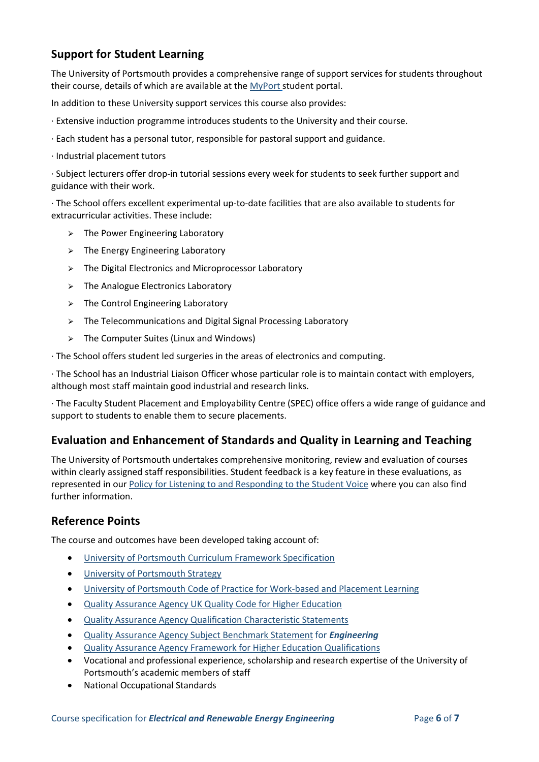## Support for Student Learning

The University of Portsmouth provides a comprehensive range of support services for students throughout their course, details of which are available at the MyPort student portal.

In addition to these University support services this course also provides:

· Extensive induction programme introduces students to the University and their course.

· Each student has a personal tutor, responsible for pastoral support and guidance.

· Industrial placement tutors

· Subject lecturers offer drop-in tutorial sessions every week for students to seek further support and guidance with their work.

· The School offers excellent experimental up-to-date facilities that are also available to students for extracurricular activities. These include:

- The Power Engineering Laboratory
- The Energy Engineering Laboratory
- The Digital Electronics and Microprocessor Laboratory
- The Analogue Electronics Laboratory
- The Control Engineering Laboratory
- The Telecommunications and Digital Signal Processing Laboratory
- The Computer Suites (Linux and Windows)

· The School offers student led surgeries in the areas of electronics and computing.

· The School has an Industrial Liaison Officer whose particular role is to maintain contact with employers, although most staff maintain good industrial and research links.

· The Faculty Student Placement and Employability Centre (SPEC) office offers a wide range of guidance and support to students to enable them to secure placements.

## Evaluation and Enhancement of Standards and Quality in Learning and Teaching

The University of Portsmouth undertakes comprehensive monitoring, review and evaluation of courses within clearly assigned staff responsibilities. Student feedback is a key feature in these evaluations, as represented in our Policy for Listening to and Responding to the Student Voice where you can also find further information.

## Reference Points

The course and outcomes have been developed taking account of:

- University of Portsmouth Curriculum Framework Specification
- University of Portsmouth Strategy
- University of Portsmouth Code of Practice for Work-based and Placement Learning
- Quality Assurance Agency UK Quality Code for Higher Education
- Quality Assurance Agency Qualification Characteristic Statements
- Quality Assurance Agency Subject Benchmark Statement for ***Engineering***
- Quality Assurance Agency Framework for Higher Education Qualifications
- Vocational and professional experience, scholarship and research expertise of the University of Portsmouth's academic members of staff
- National Occupational Standards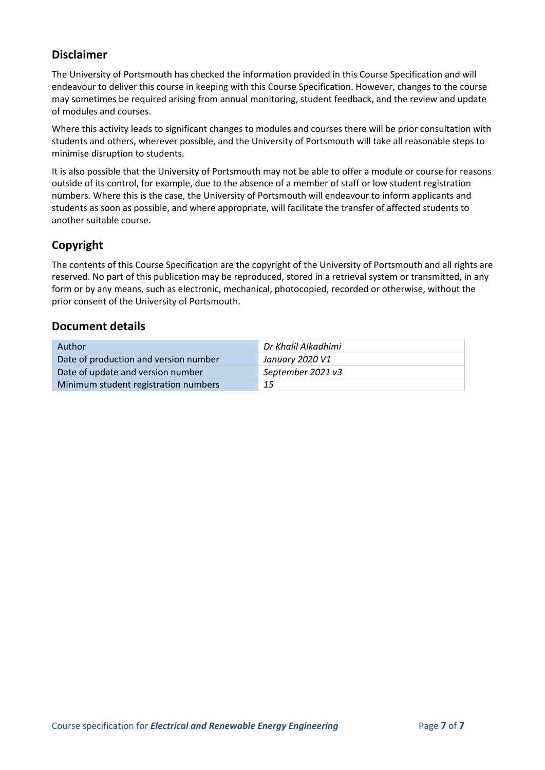## Disclaimer

The University of Portsmouth has checked the information provided in this Course Specification and will endeavour to deliver this course in keeping with this Course Specification. However, changes to the course may sometimes be required arising from annual monitoring, student feedback, and the review and update of modules and courses.

Where this activity leads to significant changes to modules and courses there will be prior consultation with students and others, wherever possible, and the University of Portsmouth will take all reasonable steps to minimise disruption to students.

It is also possible that the University of Portsmouth may not be able to offer a module or course for reasons outside of its control, for example, due to the absence of a member of staff or low student registration numbers. Where this is the case, the University of Portsmouth will endeavour to inform applicants and students as soon as possible, and where appropriate, will facilitate the transfer of affected students to another suitable course.

## Copyright

The contents of this Course Specification are the copyright of the University of Portsmouth and all rights are reserved. No part of this publication may be reproduced, stored in a retrieval system or transmitted, in any form or by any means, such as electronic, mechanical, photocopied, recorded or otherwise, without the prior consent of the University of Portsmouth.

## Document details

| | |
|---|---|
| Author | *Dr Khalil Alkadhimi* |
| Date of production and version number | *January 2020 V1* |
| Date of update and version number | *September 2021 v3* |
| Minimum student registration numbers | *15* |